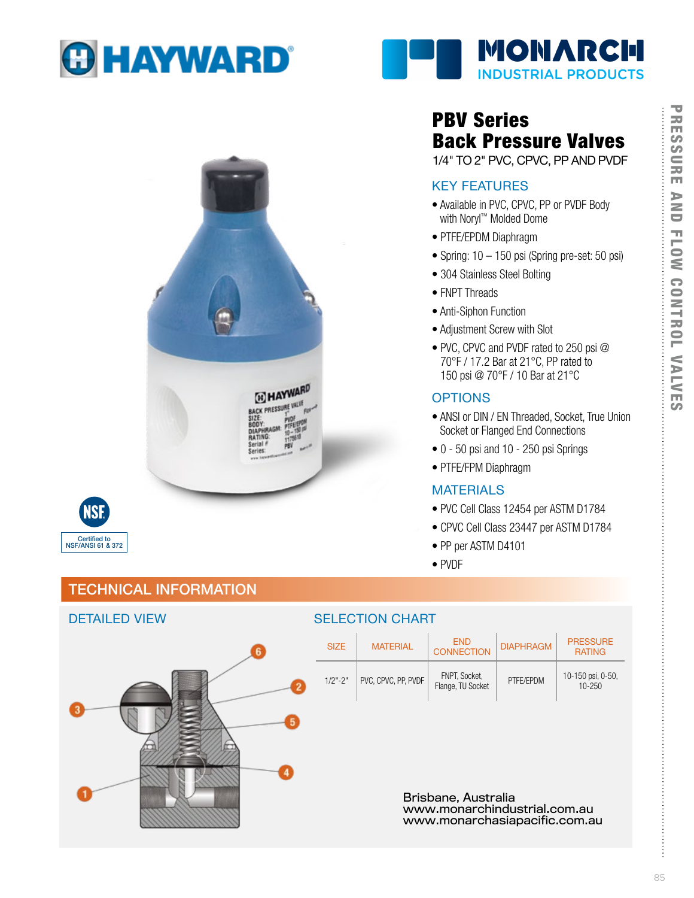# PBV Series Back Pressure Valves

1/4" TO 2" PVC, CPVC, PP AND PVDF

## KEY FEATURES

- Available in PVC, CPVC, PP or PVDF Body with Noryl™ Molded Dome
- PTFE/EPDM Diaphragm
- Spring: 10 – 150 psi (Spring pre-set: 50 psi)
- 304 Stainless Steel Bolting
- FNPT Threads
- Anti-Siphon Function
- Adjustment Screw with Slot
- PVC, CPVC and PVDF rated to 250 psi @ 70°F / 17.2 Bar at 21°C, PP rated to 150 psi @ 70°F / 10 Bar at 21°C

## OPTIONS

- ANSI or DIN / EN Threaded, Socket, True Union Socket or Flanged End Connections
- 0 - 50 psi and 10 - 250 psi Springs
- PTFE/FPM Diaphragm

## MATERIALS

- PVC Cell Class 12454 per ASTM D1784
- CPVC Cell Class 23447 per ASTM D1784
- PP per ASTM D4101
- PVDF

Certified to NSF/ANSI 61 & 372

## TECHNICAL INFORMATION

### DETAILED VIEW

### SELECTION CHART

| SIZE | MATERIAL | END CONNECTION | DIAPHRAGM | PRESSURE RATING |
|---|---|---|---|---|
| 1/2"-2" | PVC, CPVC, PP, PVDF | FNPT, Socket, Flange, TU Socket | PTFE/EPDM | 10-150 psi, 0-50, 10-250 |

Brisbane, Australia
www.monarchindustrial.com.au
www.monarchasiapacific.com.au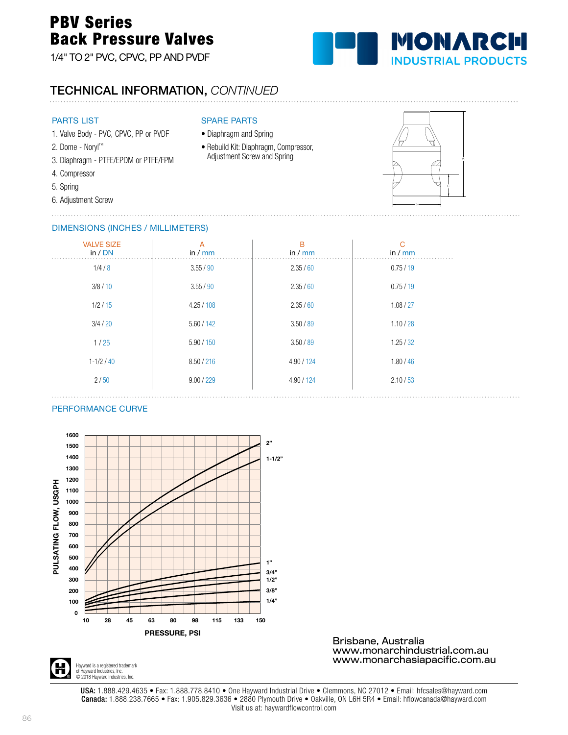# PBV Series
# Back Pressure Valves

1/4" TO 2" PVC, CPVC, PP AND PVDF

MONARCH INDUSTRIAL PRODUCTS

## TECHNICAL INFORMATION, *CONTINUED*

### PARTS LIST

1. Valve Body - PVC, CPVC, PP or PVDF
2. Dome - Noryl™
3. Diaphragm - PTFE/EPDM or PTFE/FPM
4. Compressor
5. Spring
6. Adjustment Screw

### SPARE PARTS

- Diaphragm and Spring
- Rebuild Kit: Diaphragm, Compressor, Adjustment Screw and Spring

### DIMENSIONS (INCHES / MILLIMETERS)

| VALVE SIZE in / DN | A in / mm | B in / mm | C in / mm |
|---|---|---|---|
| 1/4 / 8 | 3.55 / 90 | 2.35 / 60 | 0.75 / 19 |
| 3/8 / 10 | 3.55 / 90 | 2.35 / 60 | 0.75 / 19 |
| 1/2 / 15 | 4.25 / 108 | 2.35 / 60 | 1.08 / 27 |
| 3/4 / 20 | 5.60 / 142 | 3.50 / 89 | 1.10 / 28 |
| 1 / 25 | 5.90 / 150 | 3.50 / 89 | 1.25 / 32 |
| 1-1/2 / 40 | 8.50 / 216 | 4.90 / 124 | 1.80 / 46 |
| 2 / 50 | 9.00 / 229 | 4.90 / 124 | 2.10 / 53 |

### PERFORMANCE CURVE

PULSATING FLOW, USGPH (0–1600) vs. PRESSURE, PSI (10, 28, 45, 63, 80, 98, 115, 133, 150)

Curves: 2", 1-1/2", 1", 3/4", 1/2", 3/8", 1/4"

Brisbane, Australia
www.monarchindustrial.com.au
www.monarchasiapacific.com.au

Hayward is a registered trademark of Hayward Industries, Inc.
© 2018 Hayward Industries, Inc.

**USA:** 1.888.429.4635 • Fax: 1.888.778.8410 • One Hayward Industrial Drive • Clemmons, NC 27012 • Email: hfcsales@hayward.com
**Canada:** 1.888.238.7665 • Fax: 1.905.829.3636 • 2880 Plymouth Drive • Oakville, ON L6H 5R4 • Email: hflowcanada@hayward.com
Visit us at: haywardflowcontrol.com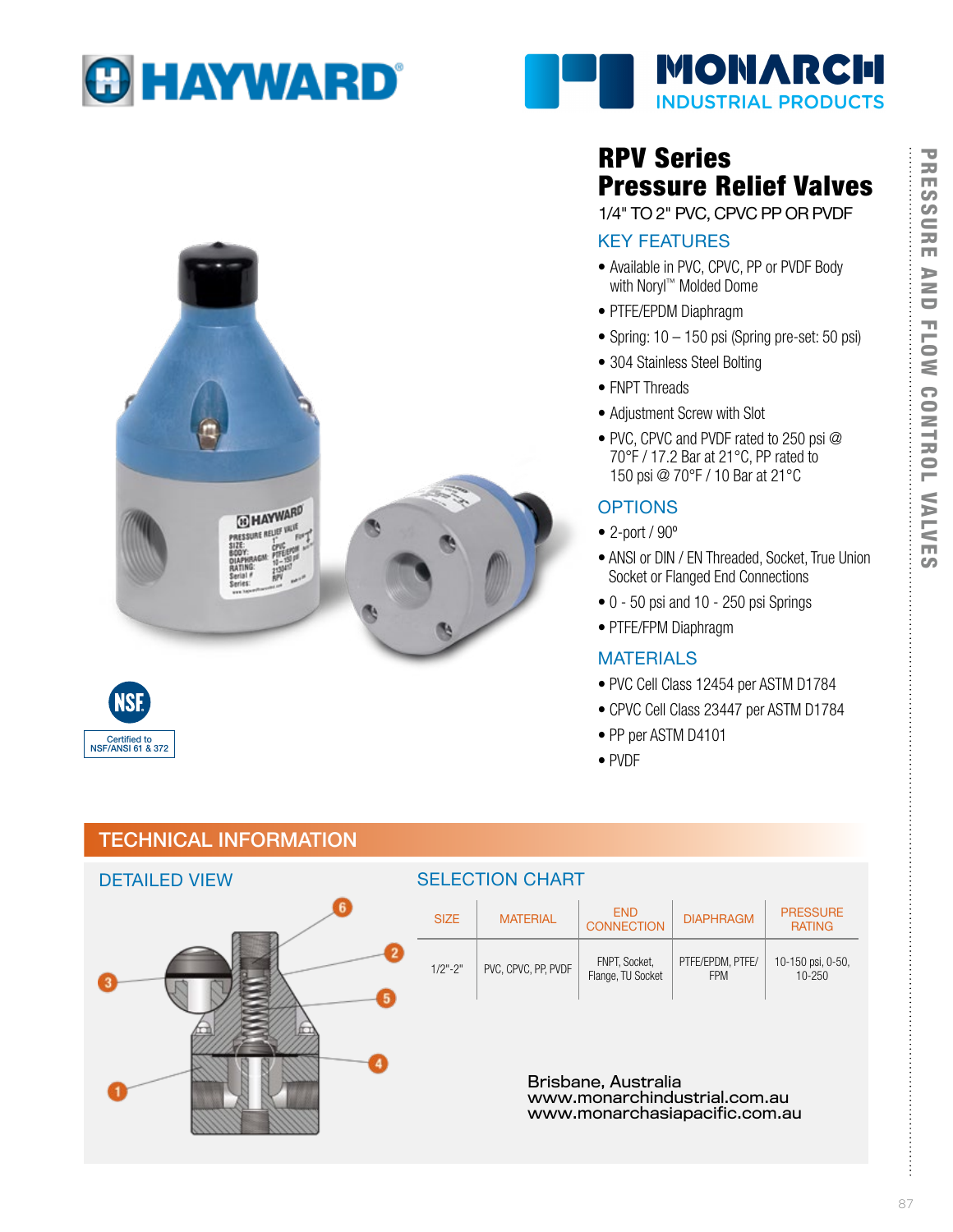# RPV Series Pressure Relief Valves

1/4" TO 2" PVC, CPVC PP OR PVDF

## KEY FEATURES

- Available in PVC, CPVC, PP or PVDF Body with Noryl™ Molded Dome
- PTFE/EPDM Diaphragm
- Spring: 10 – 150 psi (Spring pre-set: 50 psi)
- 304 Stainless Steel Bolting
- FNPT Threads
- Adjustment Screw with Slot
- PVC, CPVC and PVDF rated to 250 psi @ 70°F / 17.2 Bar at 21°C, PP rated to 150 psi @ 70°F / 10 Bar at 21°C

## OPTIONS

- 2-port / 90°
- ANSI or DIN / EN Threaded, Socket, True Union Socket or Flanged End Connections
- 0 - 50 psi and 10 - 250 psi Springs
- PTFE/FPM Diaphragm

## MATERIALS

- PVC Cell Class 12454 per ASTM D1784
- CPVC Cell Class 23447 per ASTM D1784
- PP per ASTM D4101
- PVDF

Certified to NSF/ANSI 61 & 372

## TECHNICAL INFORMATION

### DETAILED VIEW

1
2
3
4
5
6

### SELECTION CHART

| SIZE | MATERIAL | END CONNECTION | DIAPHRAGM | PRESSURE RATING |
|---|---|---|---|---|
| 1/2"-2" | PVC, CPVC, PP, PVDF | FNPT, Socket, Flange, TU Socket | PTFE/EPDM, PTFE/FPM | 10-150 psi, 0-50, 10-250 |

Brisbane, Australia
www.monarchindustrial.com.au
www.monarchasiapacific.com.au